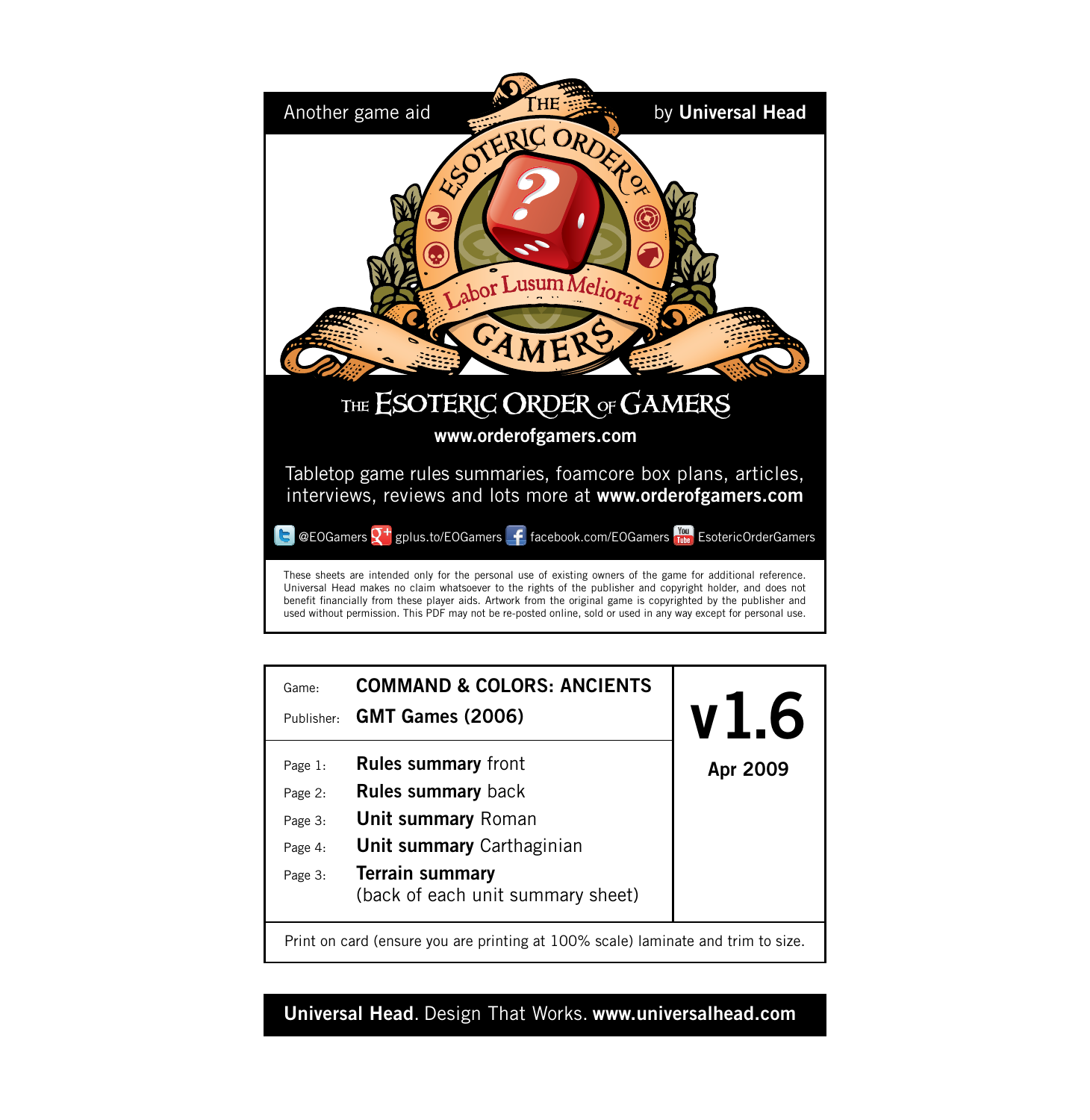Another game aid by **Universal Head**

# THE ESOTERIC ORDER OF GAMERS

**www.orderofgamers.com**

Tabletop game rules summaries, foamcore box plans, articles, interviews, reviews and lots more at **www.orderofgamers.com**

@EOGamers gplus.to/EOGamers facebook.com/EOGamers EsotericOrderGamers

These sheets are intended only for the personal use of existing owners of the game for additional reference. Universal Head makes no claim whatsoever to the rights of the publisher and copyright holder, and does not benefit financially from these player aids. Artwork from the original game is copyrighted by the publisher and used without permission. This PDF may not be re-posted online, sold or used in any way except for personal use.

Game: **COMMAND & COLORS: ANCIENTS**

Publisher: **GMT Games (2006)**

**v1.6**

**Apr 2009**

Page 1: **Rules summary** front

Page 2: **Rules summary** back

Page 3: **Unit summary** Roman

Page 4: **Unit summary** Carthaginian

Page 3: **Terrain summary** (back of each unit summary sheet)

Print on card (ensure you are printing at 100% scale) laminate and trim to size.

**Universal Head**. Design That Works. **www.universalhead.com**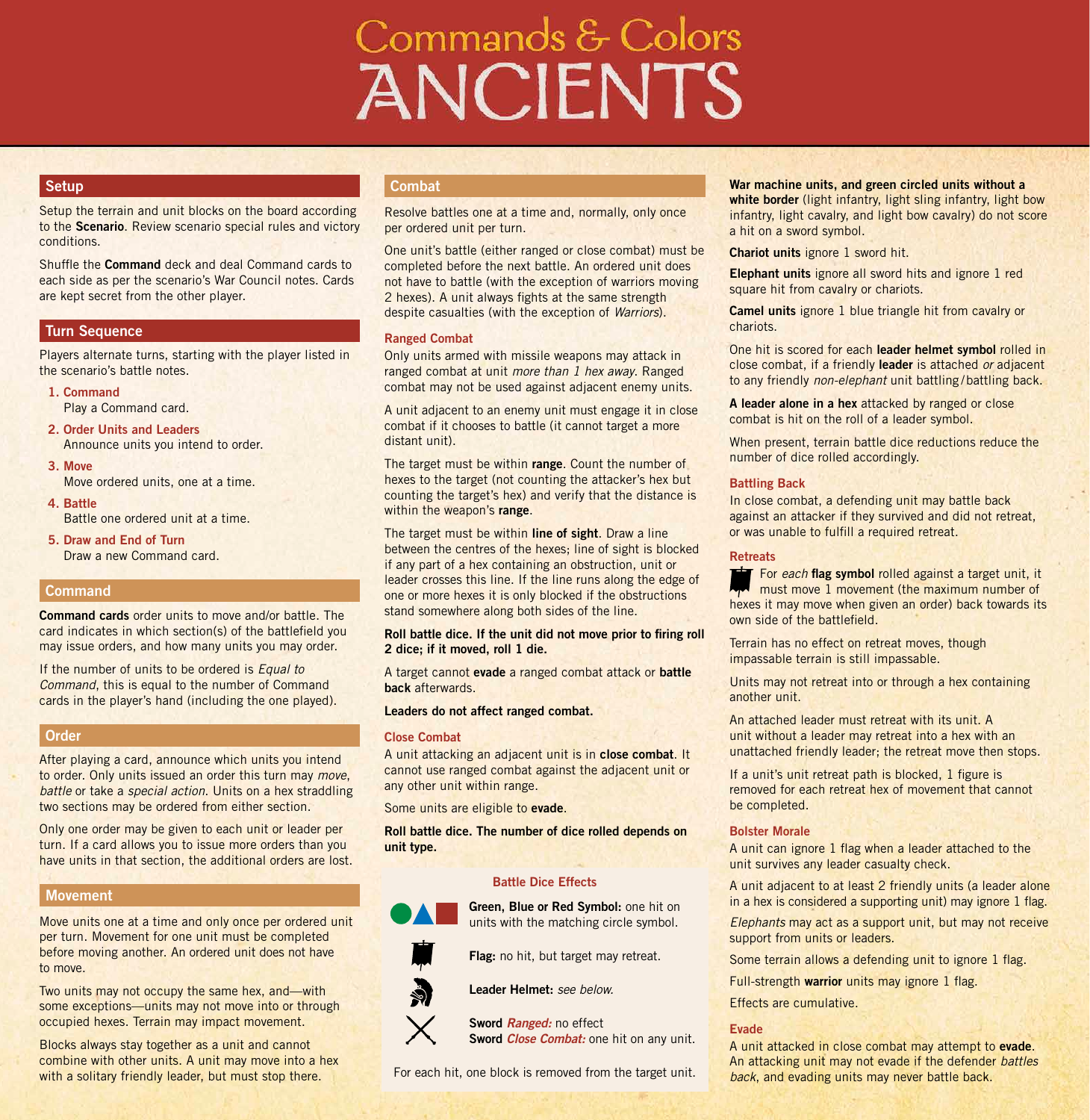# Commands & Colors ANCIENTS

## Setup

Setup the terrain and unit blocks on the board according to the **Scenario**. Review scenario special rules and victory conditions.

Shuffle the **Command** deck and deal Command cards to each side as per the scenario's War Council notes. Cards are kept secret from the other player.

## Turn Sequence

Players alternate turns, starting with the player listed in the scenario's battle notes.

1. **Command**
   Play a Command card.
2. **Order Units and Leaders**
   Announce units you intend to order.
3. **Move**
   Move ordered units, one at a time.
4. **Battle**
   Battle one ordered unit at a time.
5. **Draw and End of Turn**
   Draw a new Command card.

## Command

**Command cards** order units to move and/or battle. The card indicates in which section(s) of the battlefield you may issue orders, and how many units you may order.

If the number of units to be ordered is *Equal to Command*, this is equal to the number of Command cards in the player's hand (including the one played).

## Order

After playing a card, announce which units you intend to order. Only units issued an order this turn may *move*, *battle* or take a *special action*. Units on a hex straddling two sections may be ordered from either section.

Only one order may be given to each unit or leader per turn. If a card allows you to issue more orders than you have units in that section, the additional orders are lost.

## Movement

Move units one at a time and only once per ordered unit per turn. Movement for one unit must be completed before moving another. An ordered unit does not have to move.

Two units may not occupy the same hex, and—with some exceptions—units may not move into or through occupied hexes. Terrain may impact movement.

Blocks always stay together as a unit and cannot combine with other units. A unit may move into a hex with a solitary friendly leader, but must stop there.

## Combat

Resolve battles one at a time and, normally, only once per ordered unit per turn.

One unit's battle (either ranged or close combat) must be completed before the next battle. An ordered unit does not have to battle (with the exception of warriors moving 2 hexes). A unit always fights at the same strength despite casualties (with the exception of *Warriors*).

### Ranged Combat

Only units armed with missile weapons may attack in ranged combat at unit *more than 1 hex away*. Ranged combat may not be used against adjacent enemy units.

A unit adjacent to an enemy unit must engage it in close combat if it chooses to battle (it cannot target a more distant unit).

The target must be within **range**. Count the number of hexes to the target (not counting the attacker's hex but counting the target's hex) and verify that the distance is within the weapon's **range**.

The target must be within **line of sight**. Draw a line between the centres of the hexes; line of sight is blocked if any part of a hex containing an obstruction, unit or leader crosses this line. If the line runs along the edge of one or more hexes it is only blocked if the obstructions stand somewhere along both sides of the line.

**Roll battle dice. If the unit did not move prior to firing roll 2 dice; if it moved, roll 1 die.**

A target cannot **evade** a ranged combat attack or **battle back** afterwards.

**Leaders do not affect ranged combat.**

### Close Combat

A unit attacking an adjacent unit is in **close combat**. It cannot use ranged combat against the adjacent unit or any other unit within range.

Some units are eligible to **evade**.

**Roll battle dice. The number of dice rolled depends on unit type.**

#### Battle Dice Effects

**Green, Blue or Red Symbol:** one hit on units with the matching circle symbol.

**Flag:** no hit, but target may retreat.

**Leader Helmet:** *see below.*

**Sword** ***Ranged:*** no effect
**Sword** ***Close Combat:*** one hit on any unit.

For each hit, one block is removed from the target unit.

**War machine units, and green circled units without a white border** (light infantry, light sling infantry, light bow infantry, light cavalry, and light bow cavalry) do not score a hit on a sword symbol.

**Chariot units** ignore 1 sword hit.

**Elephant units** ignore all sword hits and ignore 1 red square hit from cavalry or chariots.

**Camel units** ignore 1 blue triangle hit from cavalry or chariots.

One hit is scored for each **leader helmet symbol** rolled in close combat, if a friendly **leader** is attached *or* adjacent to any friendly *non-elephant* unit battling/battling back.

**A leader alone in a hex** attacked by ranged or close combat is hit on the roll of a leader symbol.

When present, terrain battle dice reductions reduce the number of dice rolled accordingly.

### Battling Back

In close combat, a defending unit may battle back against an attacker if they survived and did not retreat, or was unable to fulfill a required retreat.

### Retreats

For *each* **flag symbol** rolled against a target unit, it must move 1 movement (the maximum number of hexes it may move when given an order) back towards its own side of the battlefield.

Terrain has no effect on retreat moves, though impassable terrain is still impassable.

Units may not retreat into or through a hex containing another unit.

An attached leader must retreat with its unit. A unit without a leader may retreat into a hex with an unattached friendly leader; the retreat move then stops.

If a unit's unit retreat path is blocked, 1 figure is removed for each retreat hex of movement that cannot be completed.

### Bolster Morale

A unit can ignore 1 flag when a leader attached to the unit survives any leader casualty check.

A unit adjacent to at least 2 friendly units (a leader alone in a hex is considered a supporting unit) may ignore 1 flag.

*Elephants* may act as a support unit, but may not receive support from units or leaders.

Some terrain allows a defending unit to ignore 1 flag.

Full-strength **warrior** units may ignore 1 flag.

Effects are cumulative.

### Evade

A unit attacked in close combat may attempt to **evade**. An attacking unit may not evade if the defender *battles back*, and evading units may never battle back.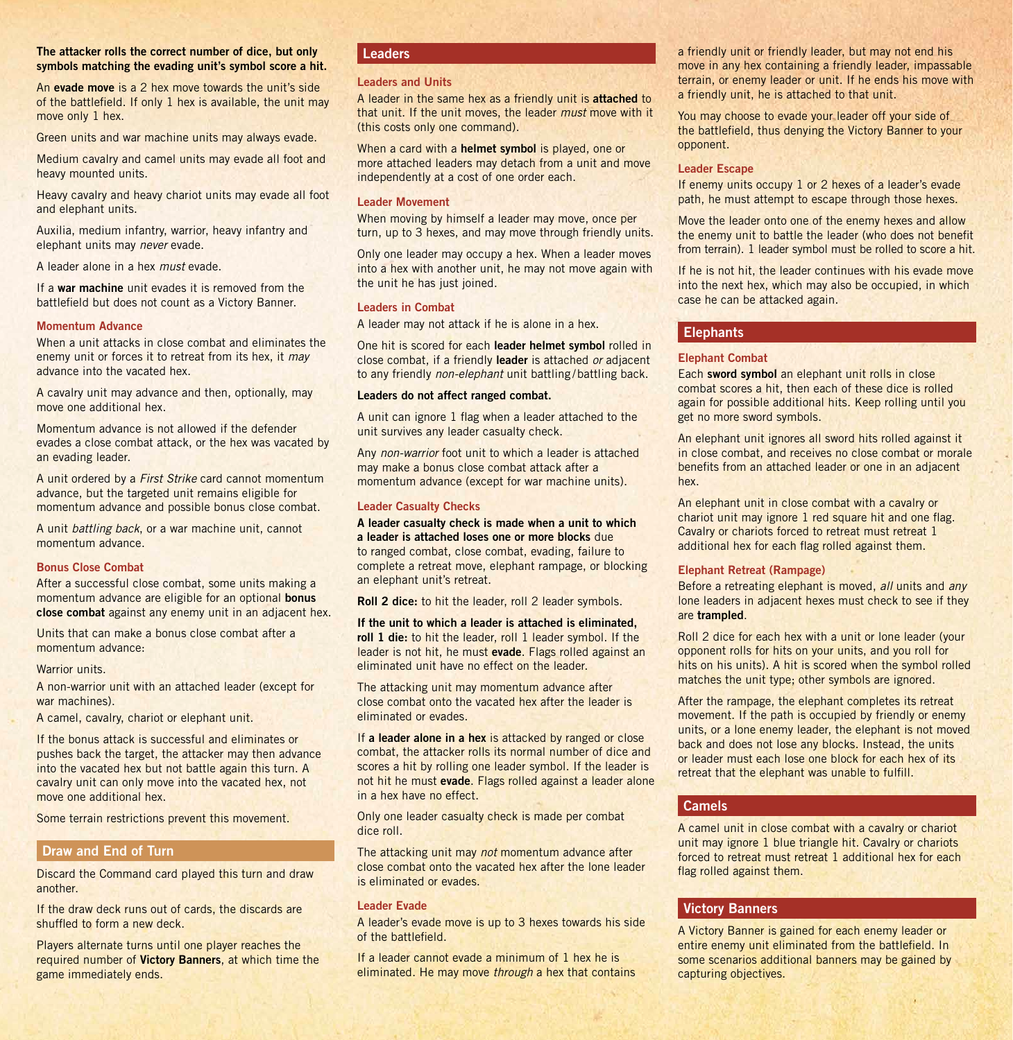**The attacker rolls the correct number of dice, but only symbols matching the evading unit's symbol score a hit.**

An **evade move** is a 2 hex move towards the unit's side of the battlefield. If only 1 hex is available, the unit may move only 1 hex.

Green units and war machine units may always evade.

Medium cavalry and camel units may evade all foot and heavy mounted units.

Heavy cavalry and heavy chariot units may evade all foot and elephant units.

Auxilia, medium infantry, warrior, heavy infantry and elephant units may *never* evade.

A leader alone in a hex *must* evade.

If a **war machine** unit evades it is removed from the battlefield but does not count as a Victory Banner.

### Momentum Advance

When a unit attacks in close combat and eliminates the enemy unit or forces it to retreat from its hex, it *may* advance into the vacated hex.

A cavalry unit may advance and then, optionally, may move one additional hex.

Momentum advance is not allowed if the defender evades a close combat attack, or the hex was vacated by an evading leader.

A unit ordered by a *First Strike* card cannot momentum advance, but the targeted unit remains eligible for momentum advance and possible bonus close combat.

A unit *battling back*, or a war machine unit, cannot momentum advance.

### Bonus Close Combat

After a successful close combat, some units making a momentum advance are eligible for an optional **bonus close combat** against any enemy unit in an adjacent hex.

Units that can make a bonus close combat after a momentum advance:

Warrior units.

A non-warrior unit with an attached leader (except for war machines).

A camel, cavalry, chariot or elephant unit.

If the bonus attack is successful and eliminates or pushes back the target, the attacker may then advance into the vacated hex but not battle again this turn. A cavalry unit can only move into the vacated hex, not move one additional hex.

Some terrain restrictions prevent this movement.

## Draw and End of Turn

Discard the Command card played this turn and draw another.

If the draw deck runs out of cards, the discards are shuffled to form a new deck.

Players alternate turns until one player reaches the required number of **Victory Banners**, at which time the game immediately ends.

## Leaders

### Leaders and Units

A leader in the same hex as a friendly unit is **attached** to that unit. If the unit moves, the leader *must* move with it (this costs only one command).

When a card with a **helmet symbol** is played, one or more attached leaders may detach from a unit and move independently at a cost of one order each.

### Leader Movement

When moving by himself a leader may move, once per turn, up to 3 hexes, and may move through friendly units.

Only one leader may occupy a hex. When a leader moves into a hex with another unit, he may not move again with the unit he has just joined.

### Leaders in Combat

A leader may not attack if he is alone in a hex.

One hit is scored for each **leader helmet symbol** rolled in close combat, if a friendly **leader** is attached *or* adjacent to any friendly *non-elephant* unit battling/battling back.

**Leaders do not affect ranged combat.**

A unit can ignore 1 flag when a leader attached to the unit survives any leader casualty check.

Any *non-warrior* foot unit to which a leader is attached may make a bonus close combat attack after a momentum advance (except for war machine units).

### Leader Casualty Checks

**A leader casualty check is made when a unit to which a leader is attached loses one or more blocks** due to ranged combat, close combat, evading, failure to complete a retreat move, elephant rampage, or blocking an elephant unit's retreat.

**Roll 2 dice:** to hit the leader, roll 2 leader symbols.

**If the unit to which a leader is attached is eliminated, roll 1 die:** to hit the leader, roll 1 leader symbol. If the leader is not hit, he must **evade**. Flags rolled against an eliminated unit have no effect on the leader.

The attacking unit may momentum advance after close combat onto the vacated hex after the leader is eliminated or evades.

If **a leader alone in a hex** is attacked by ranged or close combat, the attacker rolls its normal number of dice and scores a hit by rolling one leader symbol. If the leader is not hit he must **evade**. Flags rolled against a leader alone in a hex have no effect.

Only one leader casualty check is made per combat dice roll.

The attacking unit may *not* momentum advance after close combat onto the vacated hex after the lone leader is eliminated or evades.

### Leader Evade

A leader's evade move is up to 3 hexes towards his side of the battlefield.

If a leader cannot evade a minimum of 1 hex he is eliminated. He may move *through* a hex that contains a friendly unit or friendly leader, but may not end his move in any hex containing a friendly leader, impassable terrain, or enemy leader or unit. If he ends his move with a friendly unit, he is attached to that unit.

You may choose to evade your leader off your side of the battlefield, thus denying the Victory Banner to your opponent.

### Leader Escape

If enemy units occupy 1 or 2 hexes of a leader's evade path, he must attempt to escape through those hexes.

Move the leader onto one of the enemy hexes and allow the enemy unit to battle the leader (who does not benefit from terrain). 1 leader symbol must be rolled to score a hit.

If he is not hit, the leader continues with his evade move into the next hex, which may also be occupied, in which case he can be attacked again.

## Elephants

### Elephant Combat

Each **sword symbol** an elephant unit rolls in close combat scores a hit, then each of these dice is rolled again for possible additional hits. Keep rolling until you get no more sword symbols.

An elephant unit ignores all sword hits rolled against it in close combat, and receives no close combat or morale benefits from an attached leader or one in an adjacent hex.

An elephant unit in close combat with a cavalry or chariot unit may ignore 1 red square hit and one flag. Cavalry or chariots forced to retreat must retreat 1 additional hex for each flag rolled against them.

### Elephant Retreat (Rampage)

Before a retreating elephant is moved, *all* units and *any* lone leaders in adjacent hexes must check to see if they are **trampled**.

Roll 2 dice for each hex with a unit or lone leader (your opponent rolls for hits on your units, and you roll for hits on his units). A hit is scored when the symbol rolled matches the unit type; other symbols are ignored.

After the rampage, the elephant completes its retreat movement. If the path is occupied by friendly or enemy units, or a lone enemy leader, the elephant is not moved back and does not lose any blocks. Instead, the units or leader must each lose one block for each hex of its retreat that the elephant was unable to fulfill.

## Camels

A camel unit in close combat with a cavalry or chariot unit may ignore 1 blue triangle hit. Cavalry or chariots forced to retreat must retreat 1 additional hex for each flag rolled against them.

## Victory Banners

A Victory Banner is gained for each enemy leader or entire enemy unit eliminated from the battlefield. In some scenarios additional banners may be gained by capturing objectives.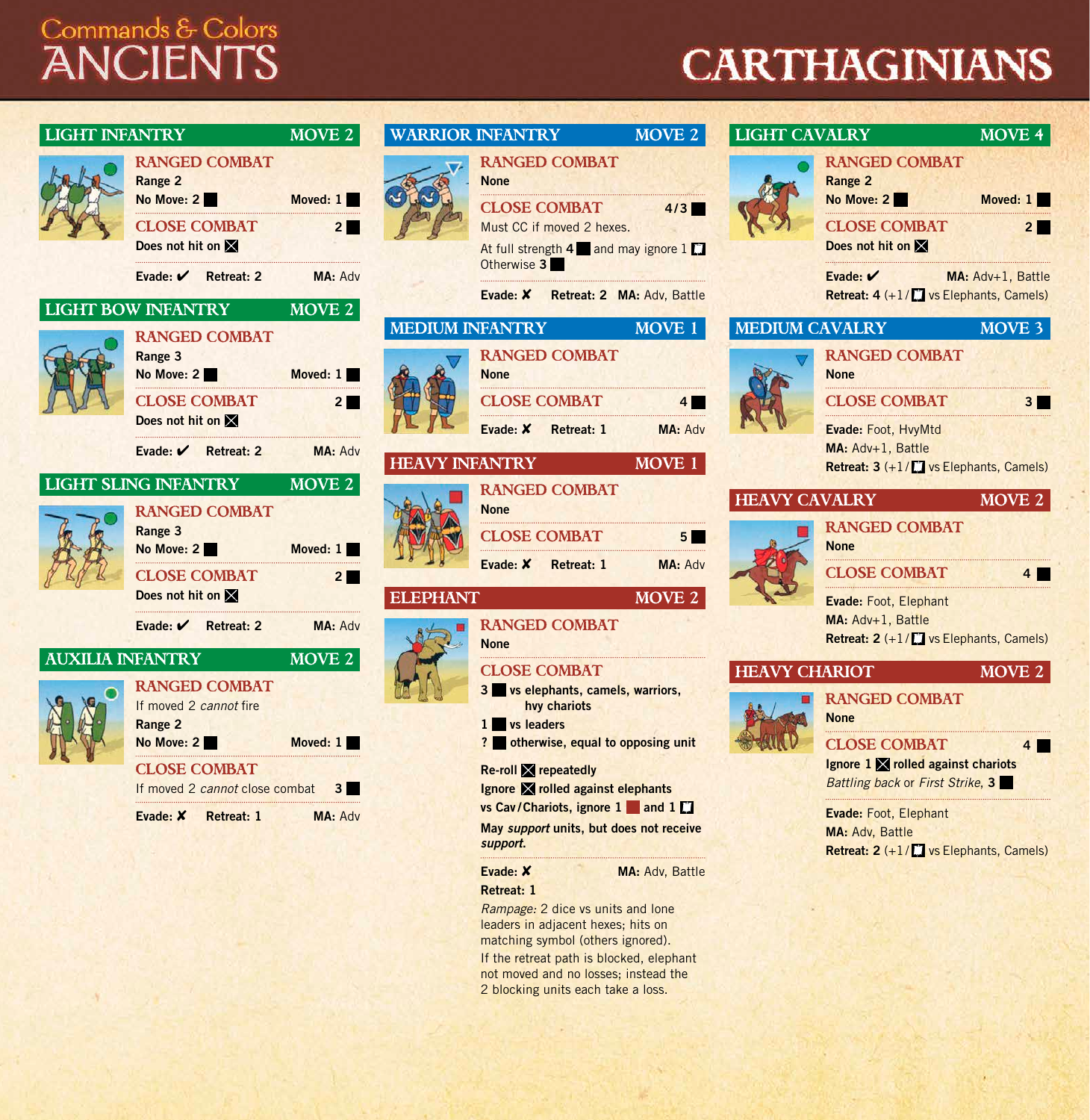# Commands & Colors ANCIENTS

# CARTHAGINIANS

## LIGHT INFANTRY — MOVE 2

**RANGED COMBAT**

Range 2

No Move: 2 ■ Moved: 1 ■

**CLOSE COMBAT** 2 ■

Does not hit on ☒

Evade: ✔ Retreat: 2 MA: Adv

## LIGHT BOW INFANTRY — MOVE 2

**RANGED COMBAT**

Range 3

No Move: 2 ■ Moved: 1 ■

**CLOSE COMBAT** 2 ■

Does not hit on ☒

Evade: ✔ Retreat: 2 MA: Adv

## LIGHT SLING INFANTRY — MOVE 2

**RANGED COMBAT**

Range 3

No Move: 2 ■ Moved: 1 ■

**CLOSE COMBAT** 2 ■

Does not hit on ☒

Evade: ✔ Retreat: 2 MA: Adv

## AUXILIA INFANTRY — MOVE 2

**RANGED COMBAT**

If moved 2 *cannot* fire

Range 2

No Move: 2 ■ Moved: 1 ■

**CLOSE COMBAT**

If moved 2 *cannot* close combat 3 ■

Evade: ✗ Retreat: 1 MA: Adv

## WARRIOR INFANTRY — MOVE 2

**RANGED COMBAT**

None

**CLOSE COMBAT** 4/3 ■

Must CC if moved 2 hexes.

At full strength 4 ■ and may ignore 1 ⚑

Otherwise 3 ■

Evade: ✗ Retreat: 2 MA: Adv, Battle

## MEDIUM INFANTRY — MOVE 1

**RANGED COMBAT**

None

**CLOSE COMBAT** 4 ■

Evade: ✗ Retreat: 1 MA: Adv

## HEAVY INFANTRY — MOVE 1

**RANGED COMBAT**

None

**CLOSE COMBAT** 5 ■

Evade: ✗ Retreat: 1 MA: Adv

## ELEPHANT — MOVE 2

**RANGED COMBAT**

None

**CLOSE COMBAT**

3 ■ vs elephants, camels, warriors, hvy chariots

1 ■ vs leaders

? ■ otherwise, equal to opposing unit

Re-roll ☒ repeatedly

Ignore ☒ rolled against elephants

vs Cav/Chariots, ignore 1 ■ and 1 ⚑

May *support* units, but does not receive *support*.

Evade: ✗ MA: Adv, Battle

Retreat: 1

*Rampage:* 2 dice vs units and lone leaders in adjacent hexes; hits on matching symbol (others ignored).

If the retreat path is blocked, elephant not moved and no losses; instead the 2 blocking units each take a loss.

## LIGHT CAVALRY — MOVE 4

**RANGED COMBAT**

Range 2

No Move: 2 ■ Moved: 1 ■

**CLOSE COMBAT** 2 ■

Does not hit on ☒

Evade: ✔ MA: Adv+1, Battle

Retreat: 4 (+1/⚑ vs Elephants, Camels)

## MEDIUM CAVALRY — MOVE 3

**RANGED COMBAT**

None

**CLOSE COMBAT** 3 ■

Evade: Foot, HvyMtd

MA: Adv+1, Battle

Retreat: 3 (+1/⚑ vs Elephants, Camels)

## HEAVY CAVALRY — MOVE 2

**RANGED COMBAT**

None

**CLOSE COMBAT** 4 ■

Evade: Foot, Elephant

MA: Adv+1, Battle

Retreat: 2 (+1/⚑ vs Elephants, Camels)

## HEAVY CHARIOT — MOVE 2

**RANGED COMBAT**

None

**CLOSE COMBAT** 4 ■

Ignore 1 ☒ rolled against chariots

*Battling back* or *First Strike*, 3 ■

Evade: Foot, Elephant

MA: Adv, Battle

Retreat: 2 (+1/⚑ vs Elephants, Camels)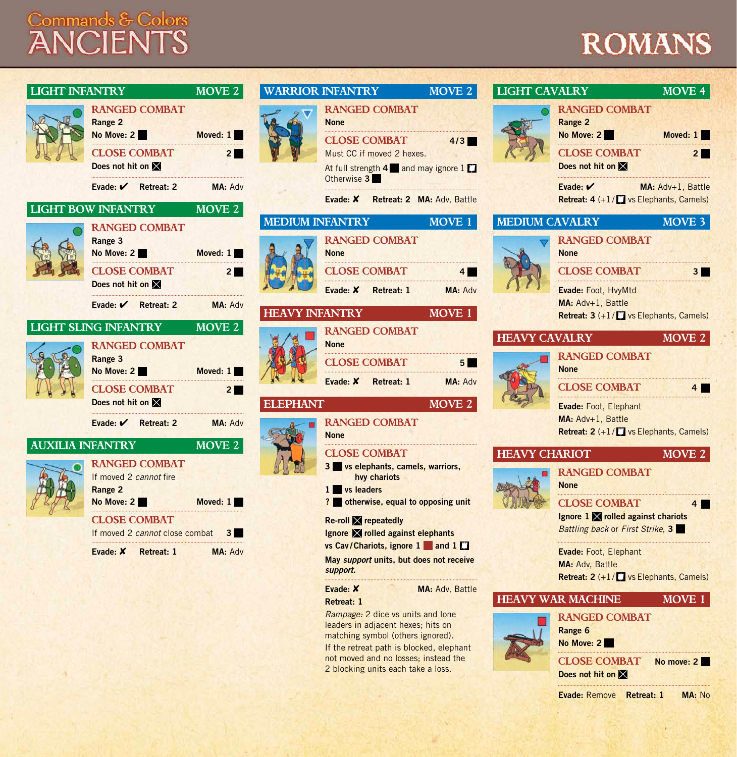# Commands & Colors ANCIENTS

# ROMANS

## LIGHT INFANTRY — MOVE 2

**RANGED COMBAT**
Range 2
No Move: 2 ■ Moved: 1 ■

**CLOSE COMBAT** 2 ■
Does not hit on ☒

Evade: ✔ Retreat: 2 MA: Adv

## LIGHT BOW INFANTRY — MOVE 2

**RANGED COMBAT**
Range 3
No Move: 2 ■ Moved: 1 ■

**CLOSE COMBAT** 2 ■
Does not hit on ☒

Evade: ✔ Retreat: 2 MA: Adv

## LIGHT SLING INFANTRY — MOVE 2

**RANGED COMBAT**
Range 3
No Move: 2 ■ Moved: 1 ■

**CLOSE COMBAT** 2 ■
Does not hit on ☒

Evade: ✔ Retreat: 2 MA: Adv

## AUXILIA INFANTRY — MOVE 2

**RANGED COMBAT**
If moved 2 *cannot* fire
Range 2
No Move: 2 ■ Moved: 1 ■

**CLOSE COMBAT**
If moved 2 *cannot* close combat 3 ■

Evade: ✘ Retreat: 1 MA: Adv

## WARRIOR INFANTRY — MOVE 2

**RANGED COMBAT**
None

**CLOSE COMBAT** 4/3 ■
Must CC if moved 2 hexes.
At full strength 4 ■ and may ignore 1 ⚑
Otherwise 3 ■

Evade: ✘ Retreat: 2 MA: Adv, Battle

## MEDIUM INFANTRY — MOVE 1

**RANGED COMBAT**
None

**CLOSE COMBAT** 4 ■

Evade: ✘ Retreat: 1 MA: Adv

## HEAVY INFANTRY — MOVE 1

**RANGED COMBAT**
None

**CLOSE COMBAT** 5 ■

Evade: ✘ Retreat: 1 MA: Adv

## ELEPHANT — MOVE 2

**RANGED COMBAT**
None

**CLOSE COMBAT**
3 ■ vs elephants, camels, warriors, hvy chariots
1 ■ vs leaders
? ■ otherwise, equal to opposing unit

Re-roll ☒ repeatedly
Ignore ☒ rolled against elephants
vs Cav/Chariots, ignore 1 ■ and 1 ⚑
May *support* units, but does not receive *support.*

Evade: ✘ MA: Adv, Battle
Retreat: 1

*Rampage:* 2 dice vs units and lone leaders in adjacent hexes; hits on matching symbol (others ignored).
If the retreat path is blocked, elephant not moved and no losses; instead the 2 blocking units each take a loss.

## LIGHT CAVALRY — MOVE 4

**RANGED COMBAT**
Range 2
No Move: 2 ■ Moved: 1 ■

**CLOSE COMBAT** 2 ■
Does not hit on ☒

Evade: ✔ MA: Adv+1, Battle
Retreat: 4 (+1/⚑ vs Elephants, Camels)

## MEDIUM CAVALRY — MOVE 3

**RANGED COMBAT**
None

**CLOSE COMBAT** 3 ■

Evade: Foot, HvyMtd
MA: Adv+1, Battle
Retreat: 3 (+1/⚑ vs Elephants, Camels)

## HEAVY CAVALRY — MOVE 2

**RANGED COMBAT**
None

**CLOSE COMBAT** 4 ■

Evade: Foot, Elephant
MA: Adv+1, Battle
Retreat: 2 (+1/⚑ vs Elephants, Camels)

## HEAVY CHARIOT — MOVE 2

**RANGED COMBAT**
None

**CLOSE COMBAT** 4 ■
Ignore 1 ☒ rolled against chariots
*Battling back* or *First Strike*, 3 ■

Evade: Foot, Elephant
MA: Adv, Battle
Retreat: 2 (+1/⚑ vs Elephants, Camels)

## HEAVY WAR MACHINE — MOVE 1

**RANGED COMBAT**
Range 6
No Move: 2 ■

**CLOSE COMBAT** No move: 2 ■
Does not hit on ☒

Evade: Remove Retreat: 1 MA: No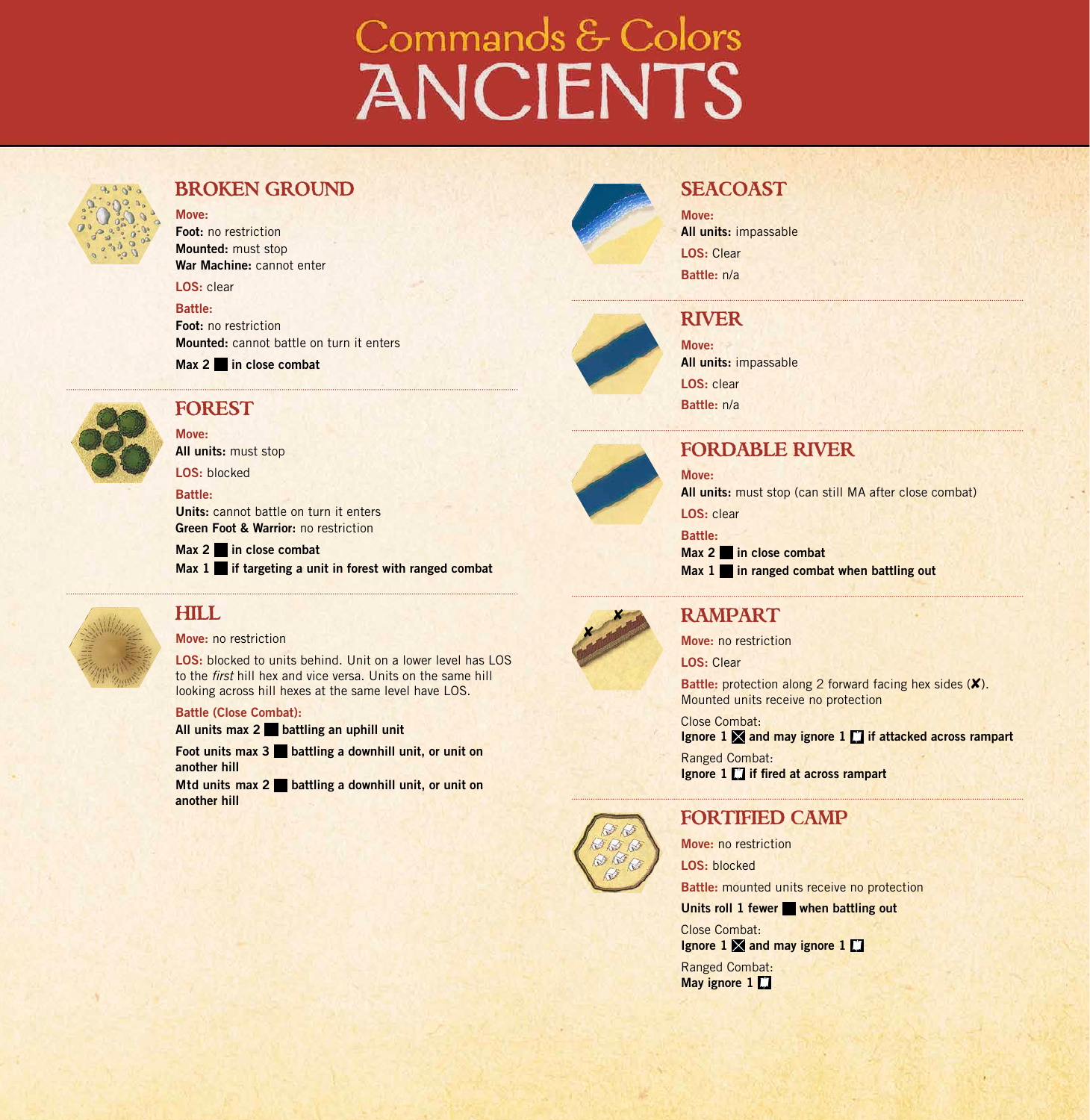# Commands & Colors ANCIENTS

## BROKEN GROUND

**Move:**

**Foot:** no restriction

**Mounted:** must stop

**War Machine:** cannot enter

**LOS:** clear

**Battle:**

**Foot:** no restriction

**Mounted:** cannot battle on turn it enters

**Max 2 ■ in close combat**

## FOREST

**Move:**

**All units:** must stop

**LOS:** blocked

**Battle:**

**Units:** cannot battle on turn it enters

**Green Foot & Warrior:** no restriction

**Max 2 ■ in close combat**

**Max 1 ■ if targeting a unit in forest with ranged combat**

## HILL

**Move:** no restriction

**LOS:** blocked to units behind. Unit on a lower level has LOS to the *first* hill hex and vice versa. Units on the same hill looking across hill hexes at the same level have LOS.

**Battle (Close Combat):**

**All units max 2 ■ battling an uphill unit**

**Foot units max 3 ■ battling a downhill unit, or unit on another hill**

**Mtd units max 2 ■ battling a downhill unit, or unit on another hill**

## SEACOAST

**Move:**

**All units:** impassable

**LOS:** Clear

**Battle:** n/a

## RIVER

**Move:**

**All units:** impassable

**LOS:** clear

**Battle:** n/a

## FORDABLE RIVER

**Move:**

**All units:** must stop (can still MA after close combat)

**LOS:** clear

**Battle:**

**Max 2 ■ in close combat**

**Max 1 ■ in ranged combat when battling out**

## RAMPART

**Move:** no restriction

**LOS:** Clear

**Battle:** protection along 2 forward facing hex sides (**✘**). Mounted units receive no protection

Close Combat:

**Ignore 1 ☒ and may ignore 1 ⚐ if attacked across rampart**

Ranged Combat:

**Ignore 1 ⚐ if fired at across rampart**

## FORTIFIED CAMP

**Move:** no restriction

**LOS:** blocked

**Battle:** mounted units receive no protection

**Units roll 1 fewer ■ when battling out**

Close Combat:

**Ignore 1 ☒ and may ignore 1 ⚐**

Ranged Combat:

**May ignore 1 ⚐**